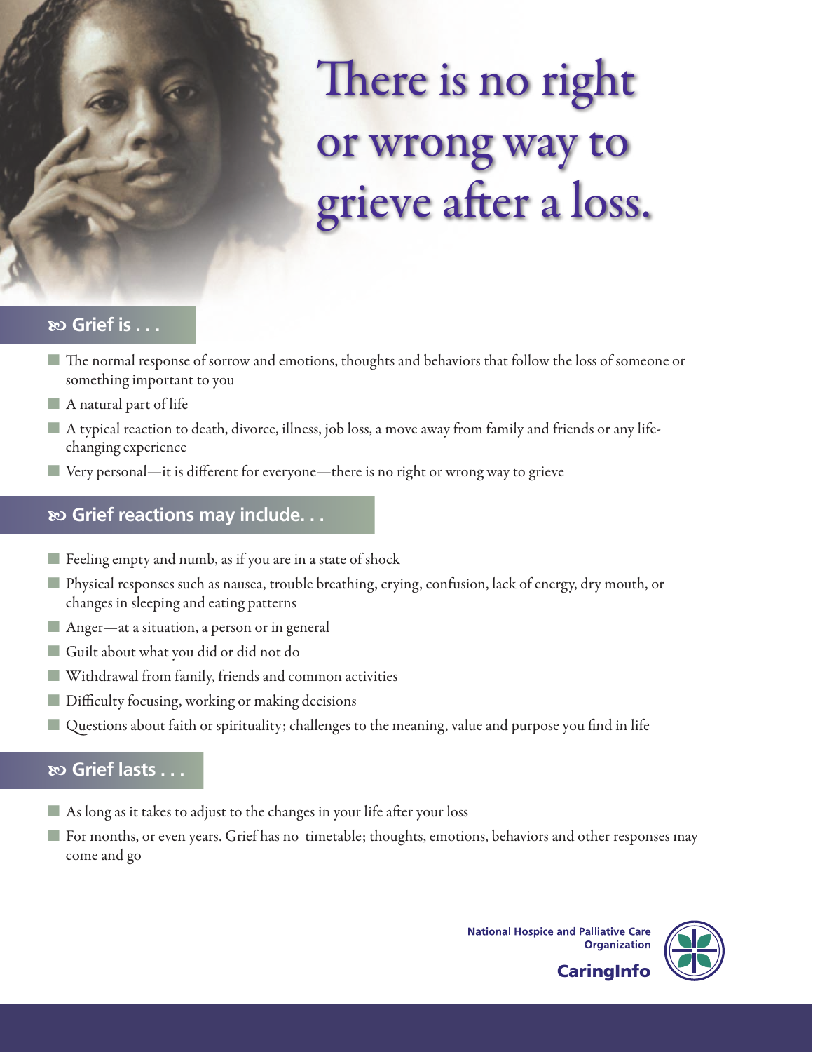# There is no right or wrong way to grieve after a loss.

## Grief is . . .

- The normal response of sorrow and emotions, thoughts and behaviors that follow the loss of someone or something important to you
- A natural part of life
- A typical reaction to death, divorce, illness, job loss, a move away from family and friends or any life-changing experience
- Very personal—it is different for everyone—there is no right or wrong way to grieve

## Grief reactions may include. . .

- Feeling empty and numb, as if you are in a state of shock
- Physical responses such as nausea, trouble breathing, crying, confusion, lack of energy, dry mouth, or changes in sleeping and eating patterns
- Anger—at a situation, a person or in general
- Guilt about what you did or did not do
- Withdrawal from family, friends and common activities
- Difficulty focusing, working or making decisions
- Questions about faith or spirituality; challenges to the meaning, value and purpose you find in life

## Grief lasts . . .

- As long as it takes to adjust to the changes in your life after your loss
- For months, or even years. Grief has no timetable; thoughts, emotions, behaviors and other responses may come and go

National Hospice and Palliative Care Organization

CaringInfo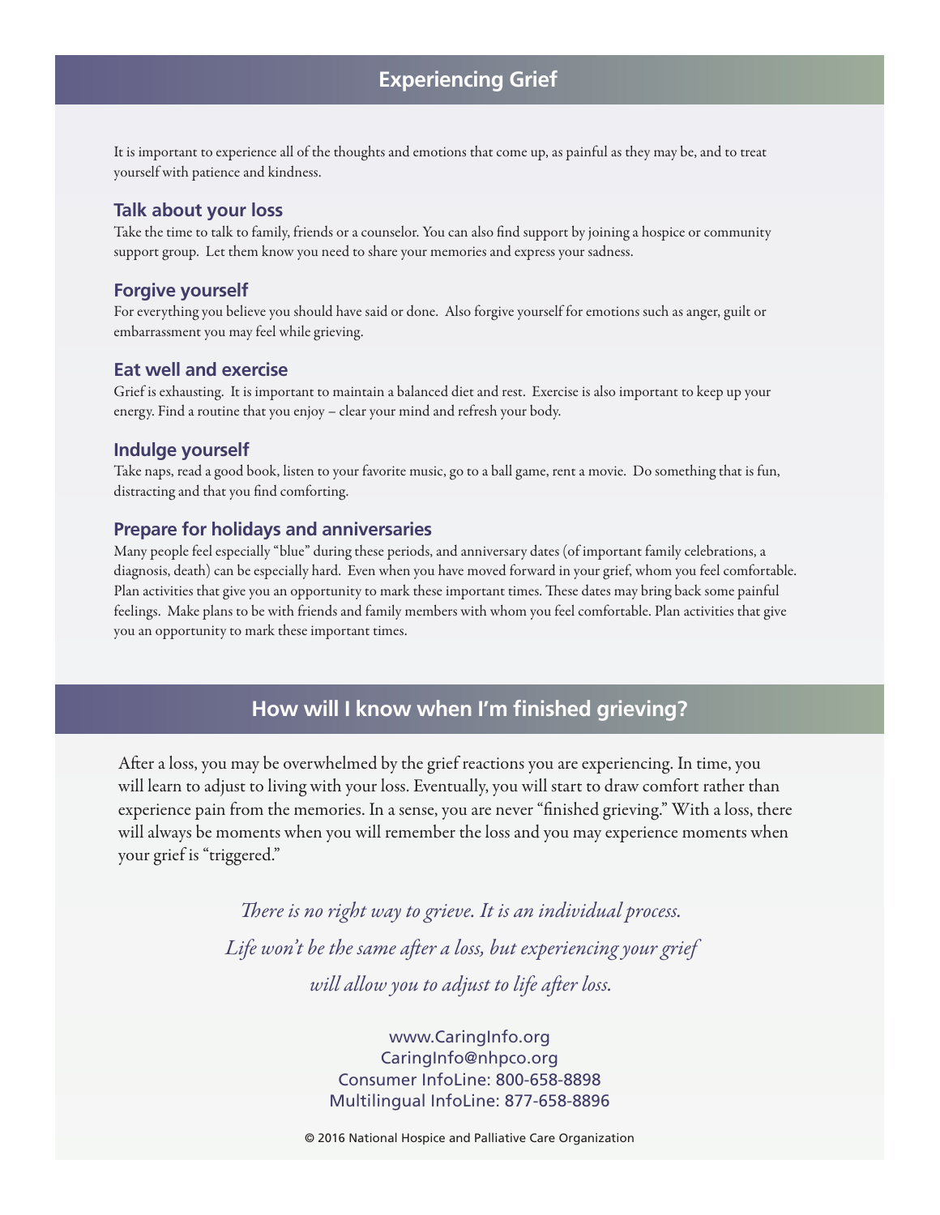## Experiencing Grief

It is important to experience all of the thoughts and emotions that come up, as painful as they may be, and to treat yourself with patience and kindness.

### Talk about your loss

Take the time to talk to family, friends or a counselor. You can also find support by joining a hospice or community support group. Let them know you need to share your memories and express your sadness.

### Forgive yourself

For everything you believe you should have said or done. Also forgive yourself for emotions such as anger, guilt or embarrassment you may feel while grieving.

### Eat well and exercise

Grief is exhausting. It is important to maintain a balanced diet and rest. Exercise is also important to keep up your energy. Find a routine that you enjoy – clear your mind and refresh your body.

### Indulge yourself

Take naps, read a good book, listen to your favorite music, go to a ball game, rent a movie. Do something that is fun, distracting and that you find comforting.

### Prepare for holidays and anniversaries

Many people feel especially "blue" during these periods, and anniversary dates (of important family celebrations, a diagnosis, death) can be especially hard. Even when you have moved forward in your grief, whom you feel comfortable. Plan activities that give you an opportunity to mark these important times. These dates may bring back some painful feelings. Make plans to be with friends and family members with whom you feel comfortable. Plan activities that give you an opportunity to mark these important times.

## How will I know when I'm finished grieving?

After a loss, you may be overwhelmed by the grief reactions you are experiencing. In time, you will learn to adjust to living with your loss. Eventually, you will start to draw comfort rather than experience pain from the memories. In a sense, you are never "finished grieving." With a loss, there will always be moments when you will remember the loss and you may experience moments when your grief is "triggered."

*There is no right way to grieve. It is an individual process.*
*Life won't be the same after a loss, but experiencing your grief*
*will allow you to adjust to life after loss.*

www.CaringInfo.org
CaringInfo@nhpco.org
Consumer InfoLine: 800-658-8898
Multilingual InfoLine: 877-658-8896

© 2016 National Hospice and Palliative Care Organization